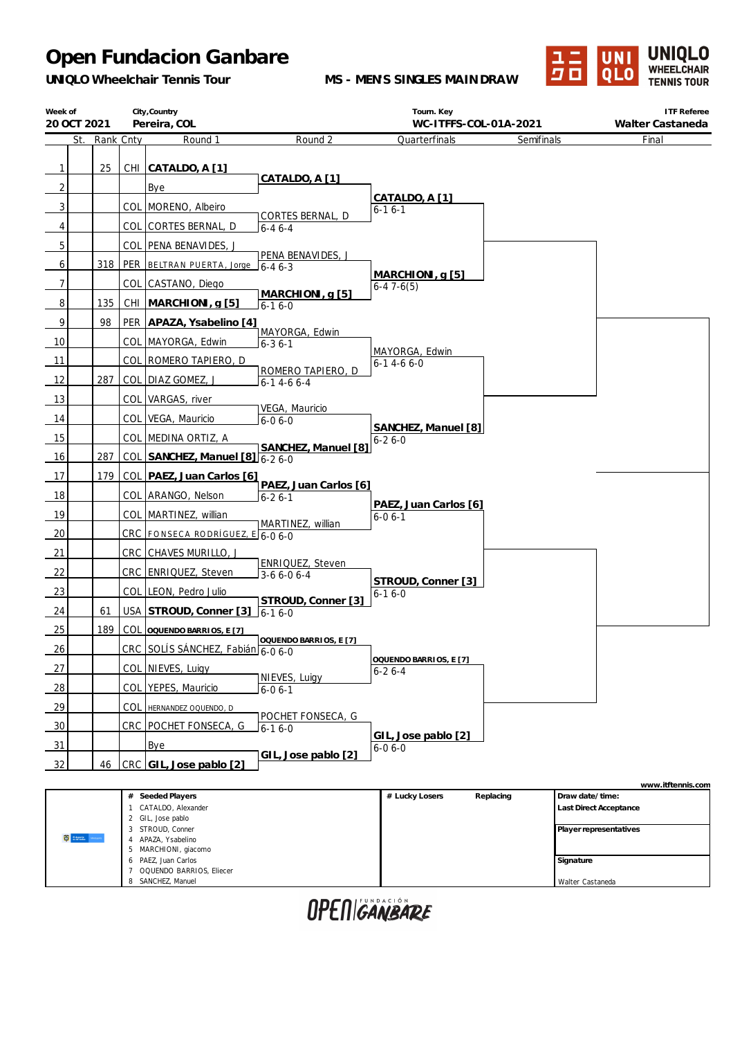# Open Fundacion Ganbare

**UNIQLO Wheelchair Tennis Tour**

**MS - MEN'S SINGLES MAIN DRAW**

UNIQLO WHEELCHAIR TENNIS TOUR

| Week of | City,Country | Tourn. Key | ITF Referee |
|---|---|---|---|
| 20 OCT 2021 | Pereira, COL | WC-ITFTS-COL-01A-2021 | Walter Castaneda |

| St. | Rank | Cnty | Round 1 | Round 2 | Quarterfinals | Semifinals | Final |
|---|---|---|---|---|---|---|---|
| 1 | 25 | CHI | **CATALDO, A [1]** | | | | |
| 2 | | | Bye | **CATALDO, A [1]** | | | |
| 3 | | COL | MORENO, Albeiro | | **CATALDO, A [1]** 6-1 6-1 | | |
| 4 | | COL | CORTES BERNAL, D | CORTES BERNAL, D 6-4 6-4 | | | |
| 5 | | COL | PENA BENAVIDES, J | | | | |
| 6 | 318 | PER | BELTRAN PUERTA, Jorge | PENA BENAVIDES, J 6-4 6-3 | | | |
| 7 | | COL | CASTANO, Diego | | **MARCHIONI, g [5]** 6-4 7-6(5) | | |
| 8 | 135 | CHI | **MARCHIONI, g [5]** | **MARCHIONI, g [5]** 6-1 6-0 | | | |
| 9 | 98 | PER | **APAZA, Ysabelino [4]** | | | | |
| 10 | | COL | MAYORGA, Edwin | MAYORGA, Edwin 6-3 6-1 | | | |
| 11 | | COL | ROMERO TAPIERO, D | | MAYORGA, Edwin 6-1 4-6 6-0 | | |
| 12 | 287 | COL | DIAZ GOMEZ, J | ROMERO TAPIERO, D 6-1 4-6 6-4 | | | |
| 13 | | COL | VARGAS, river | | | | |
| 14 | | COL | VEGA, Mauricio | VEGA, Mauricio 6-0 6-0 | | | |
| 15 | | COL | MEDINA ORTIZ, A | | **SANCHEZ, Manuel [8]** 6-2 6-0 | | |
| 16 | 287 | COL | **SANCHEZ, Manuel [8]** | **SANCHEZ, Manuel [8]** 6-2 6-0 | | | |
| 17 | 179 | COL | **PAEZ, Juan Carlos [6]** | | | | |
| 18 | | COL | ARANGO, Nelson | **PAEZ, Juan Carlos [6]** 6-2 6-1 | | | |
| 19 | | COL | MARTINEZ, willian | | **PAEZ, Juan Carlos [6]** 6-0 6-1 | | |
| 20 | | CRC | FONSECA RODRÍGUEZ, E | MARTINEZ, willian 6-0 6-0 | | | |
| 21 | | CRC | CHAVES MURILLO, J | | | | |
| 22 | | CRC | ENRIQUEZ, Steven | ENRIQUEZ, Steven 3-6 6-0 6-4 | | | |
| 23 | | COL | LEON, Pedro Julio | | **STROUD, Conner [3]** 6-1 6-0 | | |
| 24 | 61 | USA | **STROUD, Conner [3]** | **STROUD, Conner [3]** 6-1 6-0 | | | |
| 25 | 189 | COL | **OQUENDO BARRIOS, E [7]** | | | | |
| 26 | | CRC | SOLÍS SÁNCHEZ, Fabián | **OQUENDO BARRIOS, E [7]** 6-0 6-0 | | | |
| 27 | | COL | NIEVES, Luigy | | **OQUENDO BARRIOS, E [7]** 6-2 6-4 | | |
| 28 | | COL | YEPES, Mauricio | NIEVES, Luigy 6-0 6-1 | | | |
| 29 | | COL | HERNANDEZ OQUENDO, D | | | | |
| 30 | | CRC | POCHET FONSECA, G | POCHET FONSECA, G 6-1 6-0 | | | |
| 31 | | | Bye | | **GIL, Jose pablo [2]** 6-0 6-0 | | |
| 32 | 46 | CRC | **GIL, Jose pablo [2]** | **GIL, Jose pablo [2]** | | | |

www.itftennis.com

| # | Seeded Players |
|---|---|
| 1 | CATALDO, Alexander |
| 2 | GIL, Jose pablo |
| 3 | STROUD, Conner |
| 4 | APAZA, Ysabelino |
| 5 | MARCHIONI, giacomo |
| 6 | PAEZ, Juan Carlos |
| 7 | OQUENDO BARRIOS, Eliecer |
| 8 | SANCHEZ, Manuel |

| # Lucky Losers | Replacing |
|---|---|
| | |

**Draw date/time:**

**Last Direct Acceptance**

**Player representatives**

**Signature**

Walter Castaneda

OPEN | FUNDACIÓN GANBARE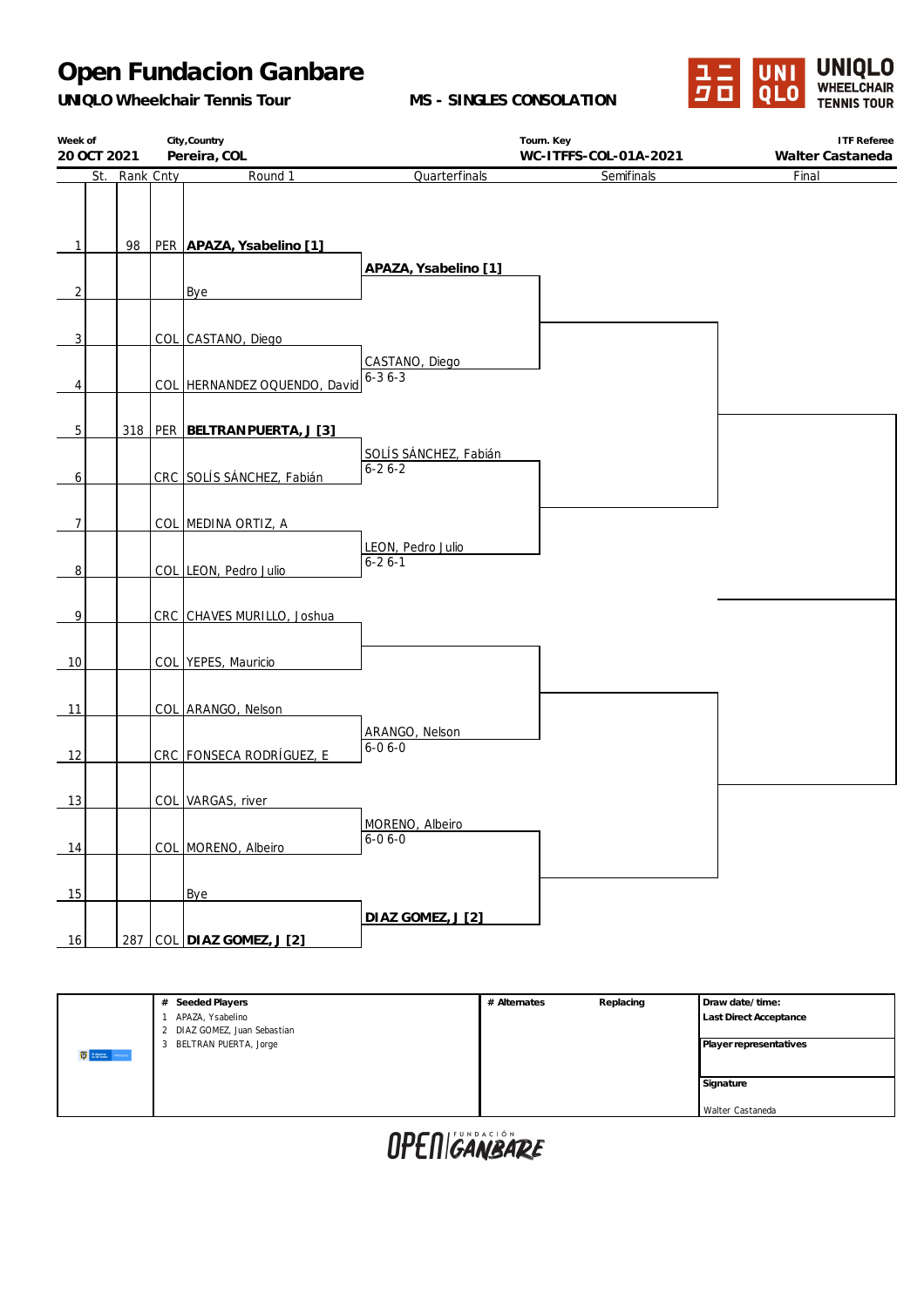# Open Fundacion Ganbare

**UNIQLO Wheelchair Tennis Tour** — **MS - SINGLES CONSOLATION**

| Week of | City,Country | Tourn. Key | ITF Referee |
|---|---|---|---|
| 20 OCT 2021 | Pereira, COL | WC-ITFFS-COL-01A-2021 | Walter Castaneda |

| # | St. | Rank | Cnty | Round 1 | Quarterfinals | Semifinals | Final |
|---|---|---|---|---|---|---|---|
| 1 | | 98 | PER | **APAZA, Ysabelino [1]** | | | |
| | | | | | **APAZA, Ysabelino [1]** | | |
| 2 | | | | Bye | | | |
| 3 | | | COL | CASTANO, Diego | | | |
| | | | | | CASTANO, Diego 6-3 6-3 | | |
| 4 | | | COL | HERNANDEZ OQUENDO, David | | | |
| 5 | | 318 | PER | **BELTRAN PUERTA, J [3]** | | | |
| | | | | | SOLÍS SÁNCHEZ, Fabián 6-2 6-2 | | |
| 6 | | | CRC | SOLÍS SÁNCHEZ, Fabián | | | |
| 7 | | | COL | MEDINA ORTIZ, A | | | |
| | | | | | LEON, Pedro Julio 6-2 6-1 | | |
| 8 | | | COL | LEON, Pedro Julio | | | |
| 9 | | | CRC | CHAVES MURILLO, Joshua | | | |
| | | | | | | | |
| 10 | | | COL | YEPES, Mauricio | | | |
| 11 | | | COL | ARANGO, Nelson | | | |
| | | | | | ARANGO, Nelson 6-0 6-0 | | |
| 12 | | | CRC | FONSECA RODRÍGUEZ, E | | | |
| 13 | | | COL | VARGAS, river | | | |
| | | | | | MORENO, Albeiro 6-0 6-0 | | |
| 14 | | | COL | MORENO, Albeiro | | | |
| 15 | | | | Bye | | | |
| | | | | | **DIAZ GOMEZ, J [2]** | | |
| 16 | | 287 | COL | **DIAZ GOMEZ, J [2]** | | | |

| # | Seeded Players | # | Alternates | Replacing | Draw date/time: |
|---|---|---|---|---|---|
| 1 | APAZA, Ysabelino | | | | Last Direct Acceptance |
| 2 | DIAZ GOMEZ, Juan Sebastian | | | | |
| 3 | BELTRAN PUERTA, Jorge | | | | Player representatives |
| | | | | | Signature |
| | | | | | Walter Castaneda |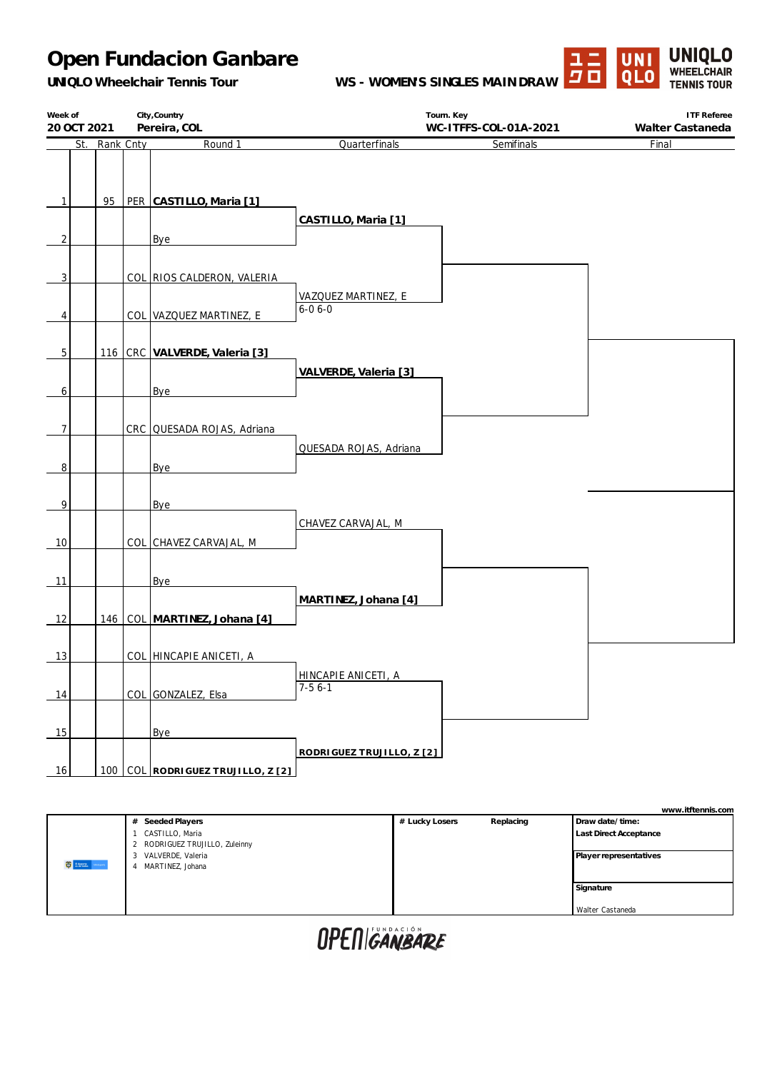# Open Fundacion Ganbare

**UNIQLO Wheelchair Tennis Tour**

**WS - WOMEN'S SINGLES MAIN DRAW**

| Week of | City,Country | Tourn. Key | ITF Referee |
|---|---|---|---|
| 20 OCT 2021 | Pereira, COL | WC-ITFFS-COL-01A-2021 | Walter Castaneda |

| # | St. | Rank | Cnty | Round 1 | Quarterfinals | Semifinals | Final |
|---|---|---|---|---|---|---|---|
| 1 | | 95 | PER | **CASTILLO, Maria [1]** | **CASTILLO, Maria [1]** | | |
| 2 | | | | Bye | | | |
| 3 | | | COL | RIOS CALDERON, VALERIA | VAZQUEZ MARTINEZ, E 6-0 6-0 | | |
| 4 | | | COL | VAZQUEZ MARTINEZ, E | | | |
| 5 | | 116 | CRC | **VALVERDE, Valeria [3]** | **VALVERDE, Valeria [3]** | | |
| 6 | | | | Bye | | | |
| 7 | | | CRC | QUESADA ROJAS, Adriana | QUESADA ROJAS, Adriana | | |
| 8 | | | | Bye | | | |
| 9 | | | | Bye | CHAVEZ CARVAJAL, M | | |
| 10 | | | COL | CHAVEZ CARVAJAL, M | | | |
| 11 | | | | Bye | **MARTINEZ, Johana [4]** | | |
| 12 | | 146 | COL | **MARTINEZ, Johana [4]** | | | |
| 13 | | | COL | HINCAPIE ANICETI, A | HINCAPIE ANICETI, A 7-5 6-1 | | |
| 14 | | | COL | GONZALEZ, Elsa | | | |
| 15 | | | | Bye | **RODRIGUEZ TRUJILLO, Z [2]** | | |
| 16 | | 100 | COL | **RODRIGUEZ TRUJILLO, Z [2]** | | | |

www.itftennis.com

| # Seeded Players | # Lucky Losers | Replacing | Draw date/time: |
|---|---|---|---|
| 1 CASTILLO, Maria | | | Last Direct Acceptance |
| 2 RODRIGUEZ TRUJILLO, Zuleinny | | | Player representatives |
| 3 VALVERDE, Valeria | | | |
| 4 MARTINEZ, Johana | | | Signature |
| | | | Walter Castaneda |

OPEN | FUNDACIÓN GANBARE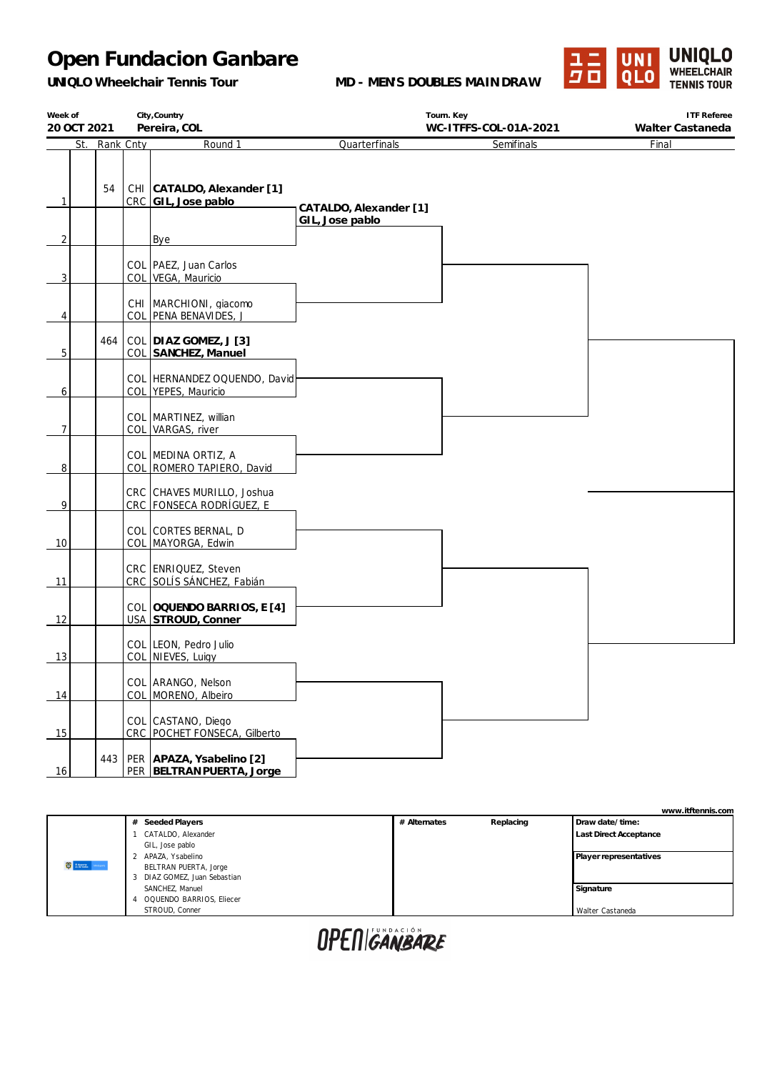# Open Fundacion Ganbare

**UNIQLO Wheelchair Tennis Tour**

**MD - MEN'S DOUBLES MAIN DRAW**

UNIQLO WHEELCHAIR TENNIS TOUR

| Week of | City,Country | Tourn. Key | ITF Referee |
|---|---|---|---|
| 20 OCT 2021 | Pereira, COL | WC-ITFFS-COL-01A-2021 | Walter Castaneda |

| | St. | Rank | Cnty | Round 1 | Quarterfinals | Semifinals | Final |
|---|---|---|---|---|---|---|---|
| 1 | | 54 | CHI / CRC | **CATALDO, Alexander [1]** / **GIL, Jose pablo** | **CATALDO, Alexander [1]** / **GIL, Jose pablo** | | |
| 2 | | | | Bye | | | |
| 3 | | | COL / COL | PAEZ, Juan Carlos / VEGA, Mauricio | | | |
| 4 | | | CHI / COL | MARCHIONI, giacomo / PENA BENAVIDES, J | | | |
| 5 | | 464 | COL / COL | **DIAZ GOMEZ, J [3]** / **SANCHEZ, Manuel** | | | |
| 6 | | | COL / COL | HERNANDEZ OQUENDO, David / YEPES, Mauricio | | | |
| 7 | | | COL / COL | MARTINEZ, willian / VARGAS, river | | | |
| 8 | | | COL / COL | MEDINA ORTIZ, A / ROMERO TAPIERO, David | | | |
| 9 | | | CRC / CRC | CHAVES MURILLO, Joshua / FONSECA RODRÍGUEZ, E | | | |
| 10 | | | COL / COL | CORTES BERNAL, D / MAYORGA, Edwin | | | |
| 11 | | | CRC / CRC | ENRIQUEZ, Steven / SOLÍS SÁNCHEZ, Fabián | | | |
| 12 | | | COL / USA | **OQUENDO BARRIOS, E [4]** / **STROUD, Conner** | | | |
| 13 | | | COL / COL | LEON, Pedro Julio / NIEVES, Luigy | | | |
| 14 | | | COL / COL | ARANGO, Nelson / MORENO, Albeiro | | | |
| 15 | | | COL / CRC | CASTANO, Diego / POCHET FONSECA, Gilberto | | | |
| 16 | | 443 | PER / PER | **APAZA, Ysabelino [2]** / **BELTRAN PUERTA, Jorge** | | | |

www.itftennis.com

| # | Seeded Players | # Alternates | Replacing | |
|---|---|---|---|---|
| 1 | CATALDO, Alexander / GIL, Jose pablo | | | Draw date/time: |
| 2 | APAZA, Ysabelino / BELTRAN PUERTA, Jorge | | | Last Direct Acceptance |
| 3 | DIAZ GOMEZ, Juan Sebastian / SANCHEZ, Manuel | | | Player representatives |
| 4 | OQUENDO BARRIOS, Eliecer / STROUD, Conner | | | Signature: Walter Castaneda |

OPEN | FUNDACIÓN GANBARE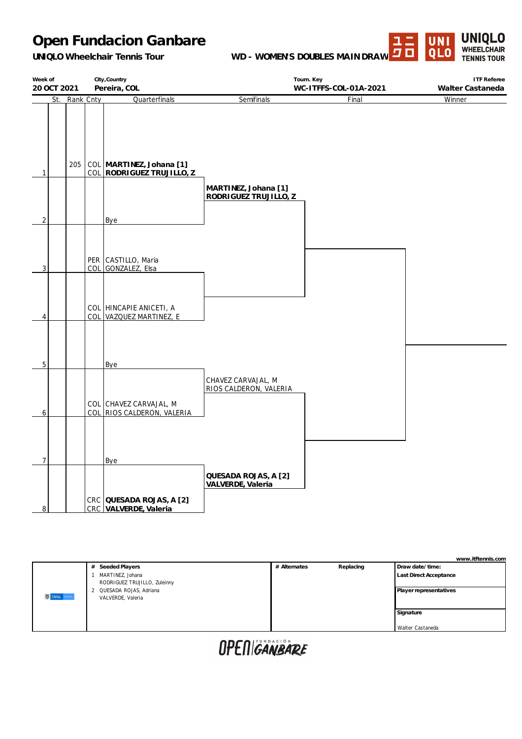# Open Fundacion Ganbare

**UNIQLO Wheelchair Tennis Tour**

**WD - WOMEN'S DOUBLES MAIN DRAW**

UNIQLO WHEELCHAIR TENNIS TOUR

| Week of | City,Country | Tourn. Key | ITF Referee |
|---|---|---|---|
| **20 OCT 2021** | **Pereira, COL** | **WC-ITFFS-COL-01A-2021** | **Walter Castaneda** |

| | St. | Rank | Cnty | Quarterfinals |
|---|---|---|---|---|
| 1 | | 205 | COL / COL | **MARTINEZ, Johana [1]** / **RODRIGUEZ TRUJILLO, Z** |
| 2 | | | | Bye |
| 3 | | | PER / COL | CASTILLO, Maria / GONZALEZ, Elsa |
| 4 | | | COL / COL | HINCAPIE ANICETI, A / VAZQUEZ MARTINEZ, E |
| 5 | | | | Bye |
| 6 | | | COL / COL | CHAVEZ CARVAJAL, M / RIOS CALDERON, VALERIA |
| 7 | | | | Bye |
| 8 | | | CRC / CRC | **QUESADA ROJAS, A [2]** / **VALVERDE, Valeria** |

Semifinals

**MARTINEZ, Johana [1]**
**RODRIGUEZ TRUJILLO, Z**

CHAVEZ CARVAJAL, M
RIOS CALDERON, VALERIA

**QUESADA ROJAS, A [2]**
**VALVERDE, Valeria**

Final

Winner

www.itftennis.com

| # Seeded Players | # Alternates | Replacing | |
|---|---|---|---|
| 1 MARTINEZ, Johana / RODRIGUEZ TRUJILLO, Zuleinny | | | **Draw date/time:** |
| 2 QUESADA ROJAS, Adriana / VALVERDE, Valeria | | | **Last Direct Acceptance** |
| | | | **Player representatives** |
| | | | **Signature** |
| | | | Walter Castaneda |

OPEN | FUNDACIÓN GANBARE